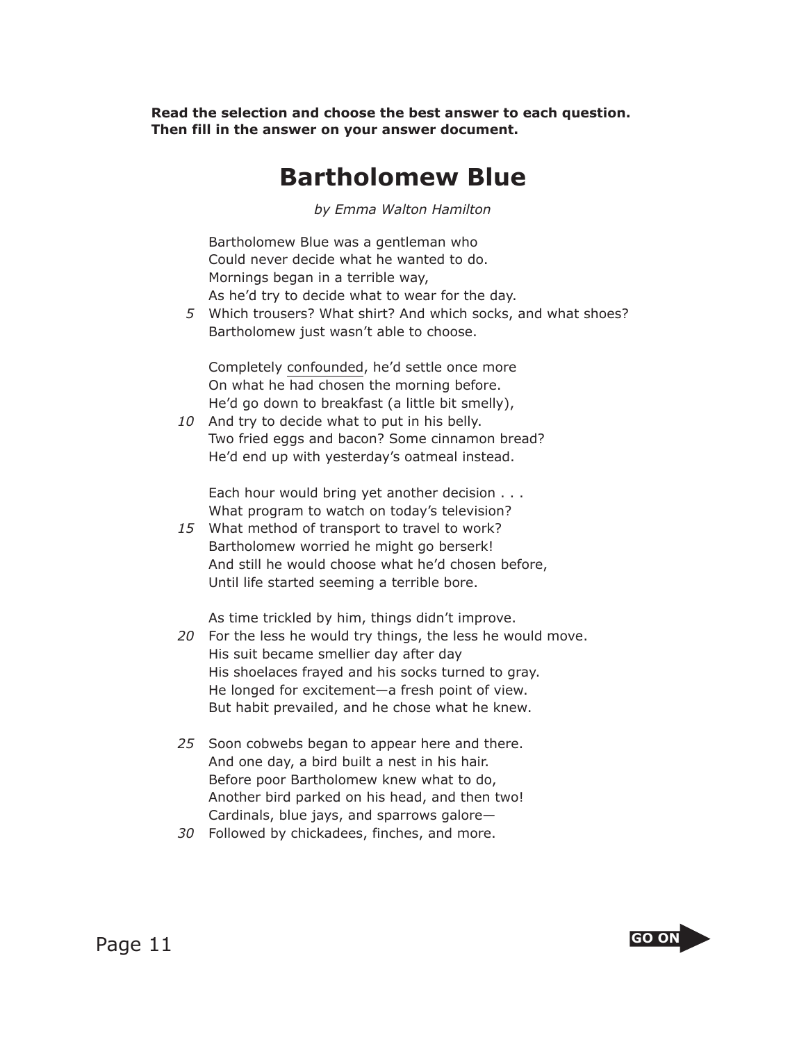**Read the selection and choose the best answer to each question. Then fill in the answer on your answer document.**

# Bartholomew Blue

*by Emma Walton Hamilton*

Bartholomew Blue was a gentleman who
Could never decide what he wanted to do.
Mornings began in a terrible way,
As he'd try to decide what to wear for the day.
5 Which trousers? What shirt? And which socks, and what shoes?
Bartholomew just wasn't able to choose.

Completely confounded, he'd settle once more
On what he had chosen the morning before.
He'd go down to breakfast (a little bit smelly),
10 And try to decide what to put in his belly.
Two fried eggs and bacon? Some cinnamon bread?
He'd end up with yesterday's oatmeal instead.

Each hour would bring yet another decision . . .
What program to watch on today's television?
15 What method of transport to travel to work?
Bartholomew worried he might go berserk!
And still he would choose what he'd chosen before,
Until life started seeming a terrible bore.

As time trickled by him, things didn't improve.
20 For the less he would try things, the less he would move.
His suit became smellier day after day
His shoelaces frayed and his socks turned to gray.
He longed for excitement—a fresh point of view.
But habit prevailed, and he chose what he knew.

25 Soon cobwebs began to appear here and there.
And one day, a bird built a nest in his hair.
Before poor Bartholomew knew what to do,
Another bird parked on his head, and then two!
Cardinals, blue jays, and sparrows galore—
30 Followed by chickadees, finches, and more.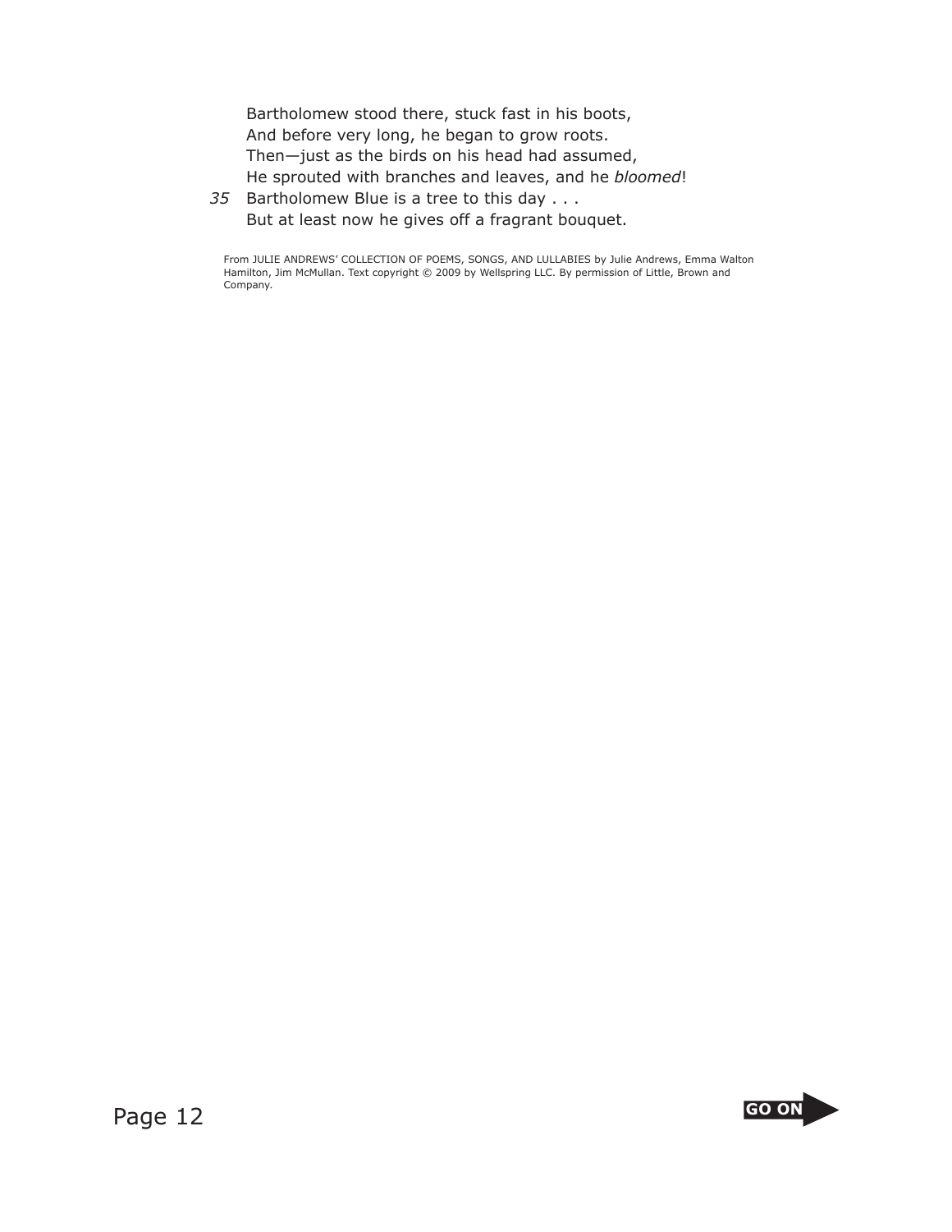Bartholomew stood there, stuck fast in his boots,
And before very long, he began to grow roots.
Then—just as the birds on his head had assumed,
He sprouted with branches and leaves, and he *bloomed*!
*35* Bartholomew Blue is a tree to this day . . .
But at least now he gives off a fragrant bouquet.

From JULIE ANDREWS' COLLECTION OF POEMS, SONGS, AND LULLABIES by Julie Andrews, Emma Walton Hamilton, Jim McMullan. Text copyright © 2009 by Wellspring LLC. By permission of Little, Brown and Company.

**GO ON**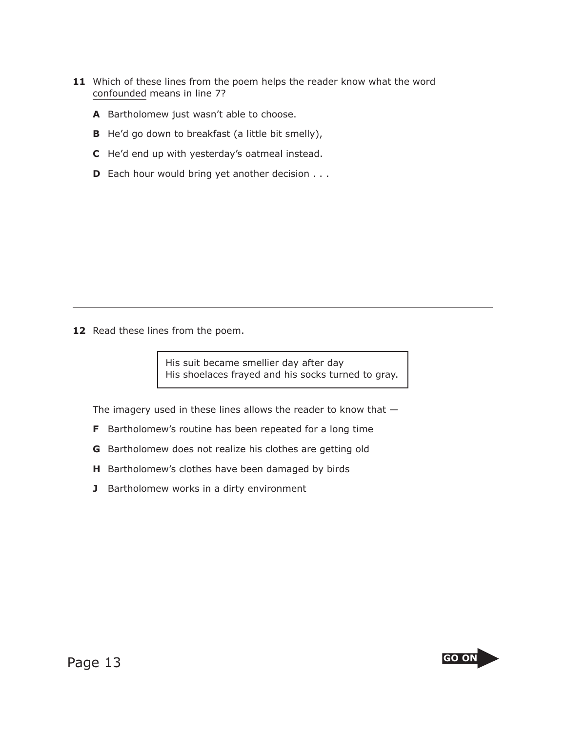**11** Which of these lines from the poem helps the reader know what the word confounded means in line 7?

- **A** Bartholomew just wasn't able to choose.
- **B** He'd go down to breakfast (a little bit smelly),
- **C** He'd end up with yesterday's oatmeal instead.
- **D** Each hour would bring yet another decision . . .

---

**12** Read these lines from the poem.

> His suit became smellier day after day
> His shoelaces frayed and his socks turned to gray.

The imagery used in these lines allows the reader to know that —

- **F** Bartholomew's routine has been repeated for a long time
- **G** Bartholomew does not realize his clothes are getting old
- **H** Bartholomew's clothes have been damaged by birds
- **J** Bartholomew works in a dirty environment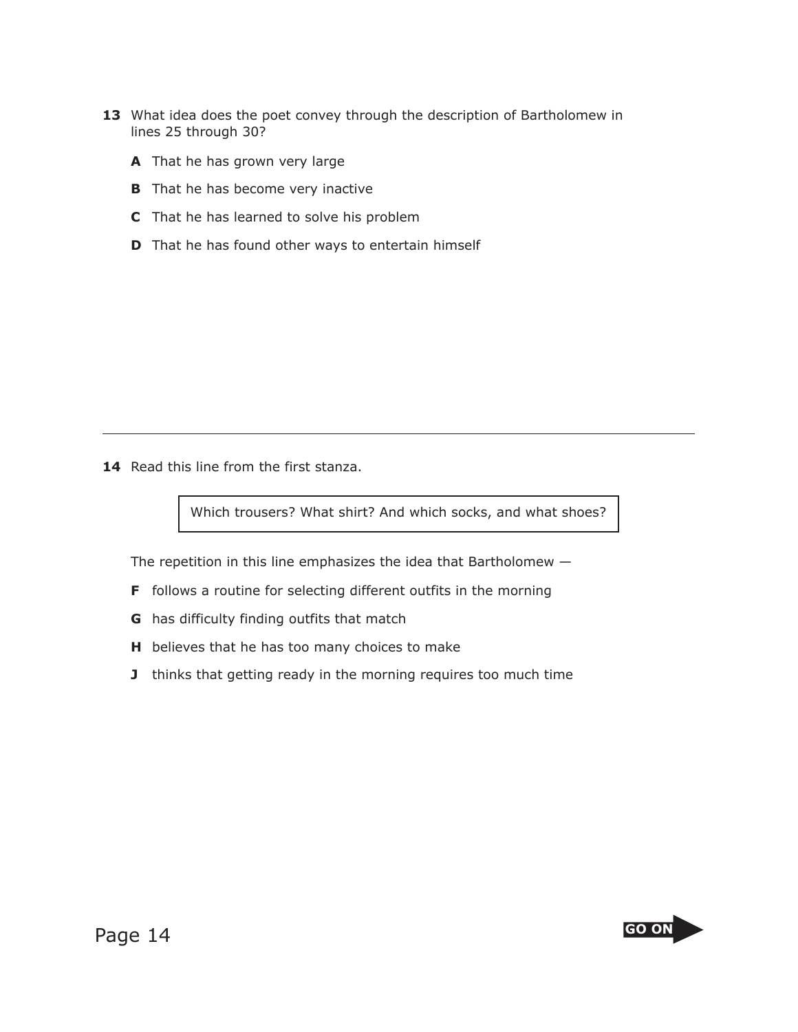**13** What idea does the poet convey through the description of Bartholomew in lines 25 through 30?

**A** That he has grown very large

**B** That he has become very inactive

**C** That he has learned to solve his problem

**D** That he has found other ways to entertain himself

---

**14** Read this line from the first stanza.

> Which trousers? What shirt? And which socks, and what shoes?

The repetition in this line emphasizes the idea that Bartholomew —

**F** follows a routine for selecting different outfits in the morning

**G** has difficulty finding outfits that match

**H** believes that he has too many choices to make

**J** thinks that getting ready in the morning requires too much time

GO ON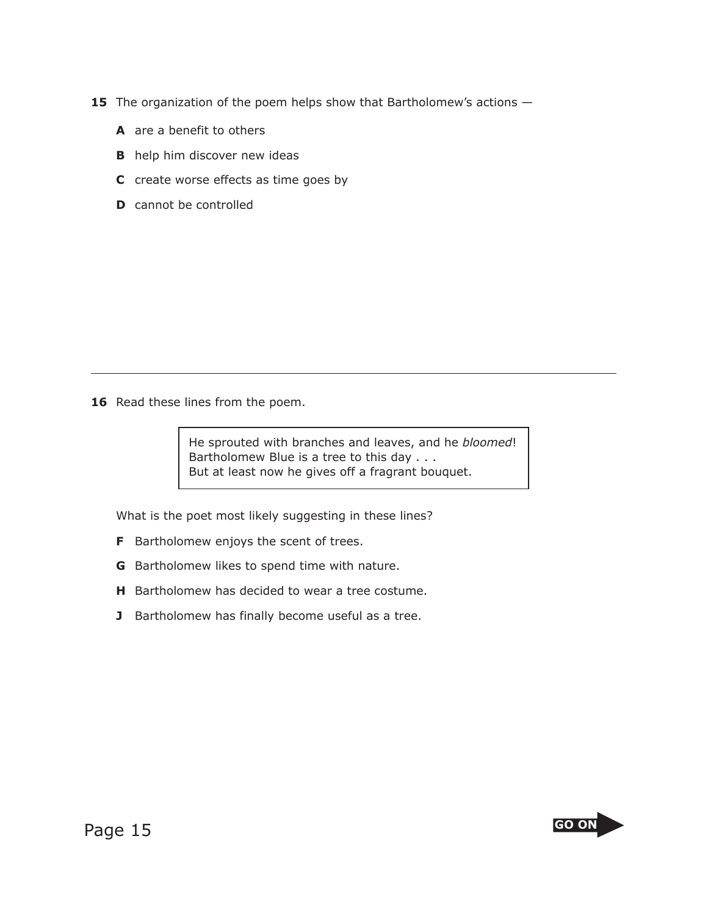**15** The organization of the poem helps show that Bartholomew's actions —

**A** are a benefit to others

**B** help him discover new ideas

**C** create worse effects as time goes by

**D** cannot be controlled

---

**16** Read these lines from the poem.

> He sprouted with branches and leaves, and he *bloomed*!
> Bartholomew Blue is a tree to this day . . .
> But at least now he gives off a fragrant bouquet.

What is the poet most likely suggesting in these lines?

**F** Bartholomew enjoys the scent of trees.

**G** Bartholomew likes to spend time with nature.

**H** Bartholomew has decided to wear a tree costume.

**J** Bartholomew has finally become useful as a tree.

**GO ON**